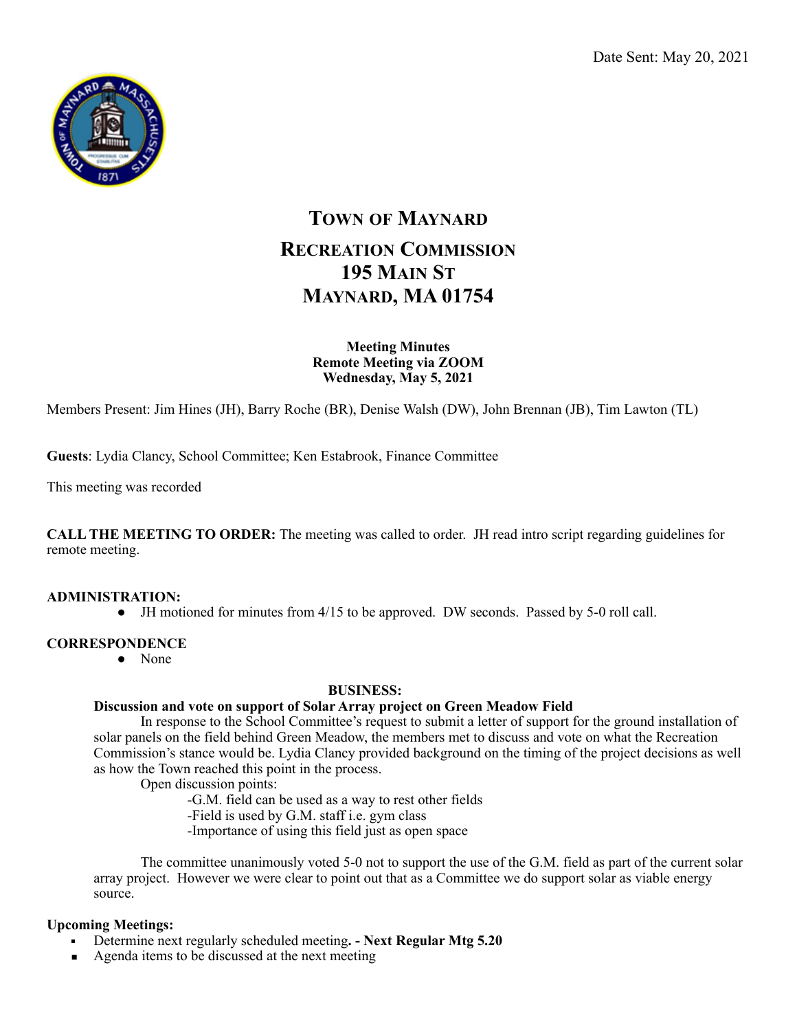Date Sent: May 20, 2021

# Town of Maynard

## Recreation Commission
## 195 Main St
## Maynard, MA 01754

**Meeting Minutes**
**Remote Meeting via ZOOM**
**Wednesday, May 5, 2021**

Members Present: Jim Hines (JH), Barry Roche (BR), Denise Walsh (DW), John Brennan (JB), Tim Lawton (TL)

**Guests**: Lydia Clancy, School Committee; Ken Estabrook, Finance Committee

This meeting was recorded

**CALL THE MEETING TO ORDER:** The meeting was called to order. JH read intro script regarding guidelines for remote meeting.

**ADMINISTRATION:**

- JH motioned for minutes from 4/15 to be approved. DW seconds. Passed by 5-0 roll call.

**CORRESPONDENCE**

- None

**BUSINESS:**

**Discussion and vote on support of Solar Array project on Green Meadow Field**

In response to the School Committee's request to submit a letter of support for the ground installation of solar panels on the field behind Green Meadow, the members met to discuss and vote on what the Recreation Commission's stance would be. Lydia Clancy provided background on the timing of the project decisions as well as how the Town reached this point in the process.

Open discussion points:

-G.M. field can be used as a way to rest other fields
-Field is used by G.M. staff i.e. gym class
-Importance of using this field just as open space

The committee unanimously voted 5-0 not to support the use of the G.M. field as part of the current solar array project. However we were clear to point out that as a Committee we do support solar as viable energy source.

**Upcoming Meetings:**

- Determine next regularly scheduled meeting**. - Next Regular Mtg 5.20**
- Agenda items to be discussed at the next meeting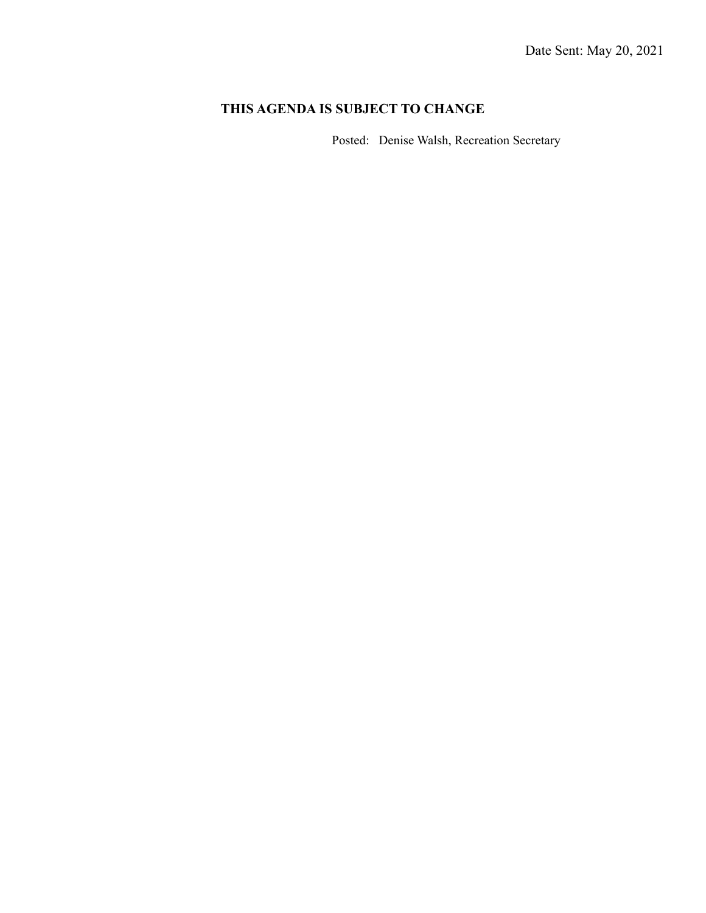Date Sent: May 20, 2021

**THIS AGENDA IS SUBJECT TO CHANGE**

Posted: Denise Walsh, Recreation Secretary